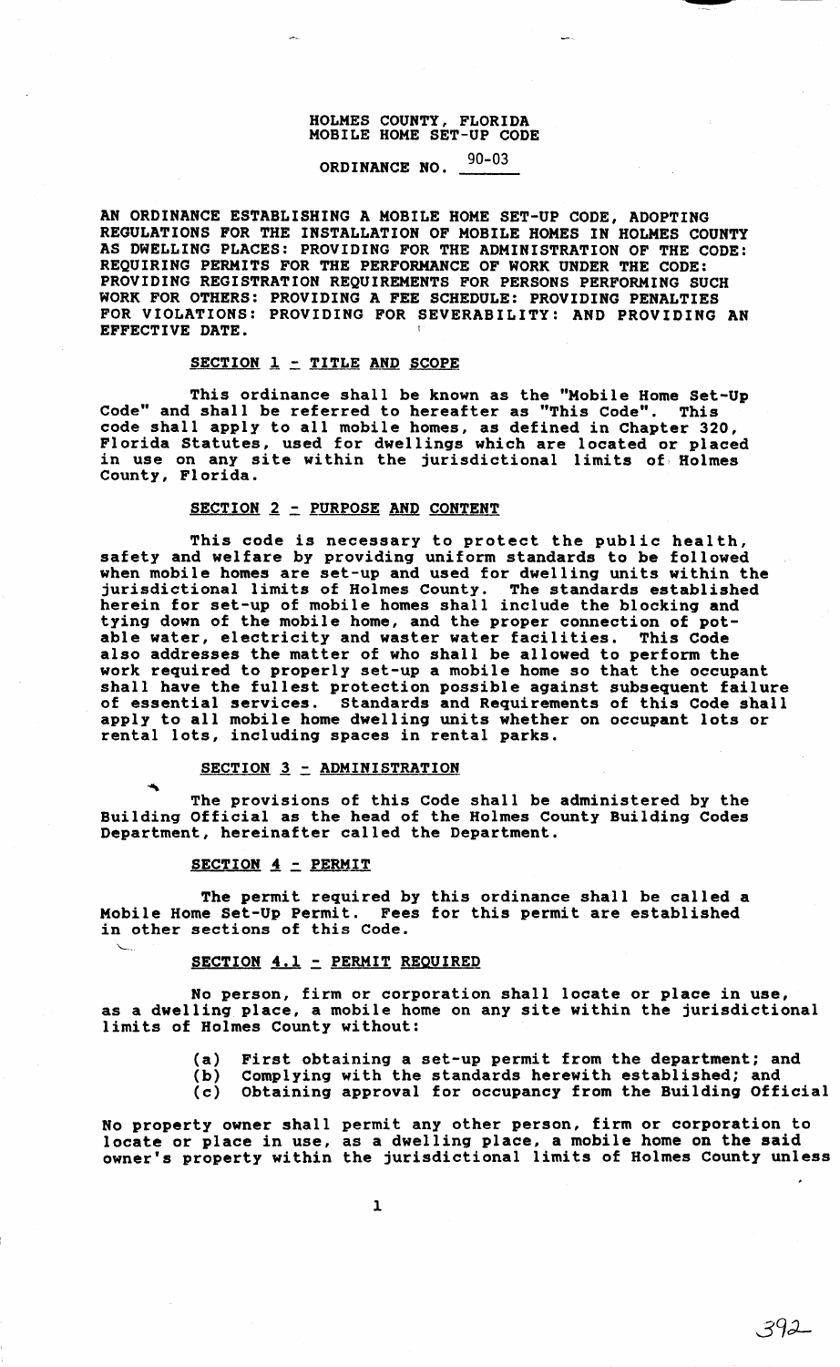# HOLMES COUNTY, FLORIDA
# MOBILE HOME SET-UP CODE

## ORDINANCE NO. 90-03

AN ORDINANCE ESTABLISHING A MOBILE HOME SET-UP CODE, ADOPTING REGULATIONS FOR THE INSTALLATION OF MOBILE HOMES IN HOLMES COUNTY AS DWELLING PLACES: PROVIDING FOR THE ADMINISTRATION OF THE CODE: REQUIRING PERMITS FOR THE PERFORMANCE OF WORK UNDER THE CODE: PROVIDING REGISTRATION REQUIREMENTS FOR PERSONS PERFORMING SUCH WORK FOR OTHERS: PROVIDING A FEE SCHEDULE: PROVIDING PENALTIES FOR VIOLATIONS: PROVIDING FOR SEVERABILITY: AND PROVIDING AN EFFECTIVE DATE.

### SECTION 1 - TITLE AND SCOPE

This ordinance shall be known as the "Mobile Home Set-Up Code" and shall be referred to hereafter as "This Code". This code shall apply to all mobile homes, as defined in Chapter 320, Florida Statutes, used for dwellings which are located or placed in use on any site within the jurisdictional limits of Holmes County, Florida.

### SECTION 2 - PURPOSE AND CONTENT

This code is necessary to protect the public health, safety and welfare by providing uniform standards to be followed when mobile homes are set-up and used for dwelling units within the jurisdictional limits of Holmes County. The standards established herein for set-up of mobile homes shall include the blocking and tying down of the mobile home, and the proper connection of potable water, electricity and waster water facilities. This Code also addresses the matter of who shall be allowed to perform the work required to properly set-up a mobile home so that the occupant shall have the fullest protection possible against subsequent failure of essential services. Standards and Requirements of this Code shall apply to all mobile home dwelling units whether on occupant lots or rental lots, including spaces in rental parks.

### SECTION 3 - ADMINISTRATION

The provisions of this Code shall be administered by the Building Official as the head of the Holmes County Building Codes Department, hereinafter called the Department.

### SECTION 4 - PERMIT

The permit required by this ordinance shall be called a Mobile Home Set-Up Permit. Fees for this permit are established in other sections of this Code.

### SECTION 4.1 - PERMIT REQUIRED

No person, firm or corporation shall locate or place in use, as a dwelling place, a mobile home on any site within the jurisdictional limits of Holmes County without:

- (a) First obtaining a set-up permit from the department; and
- (b) Complying with the standards herewith established; and
- (c) Obtaining approval for occupancy from the Building Official

No property owner shall permit any other person, firm or corporation to locate or place in use, as a dwelling place, a mobile home on the said owner's property within the jurisdictional limits of Holmes County unless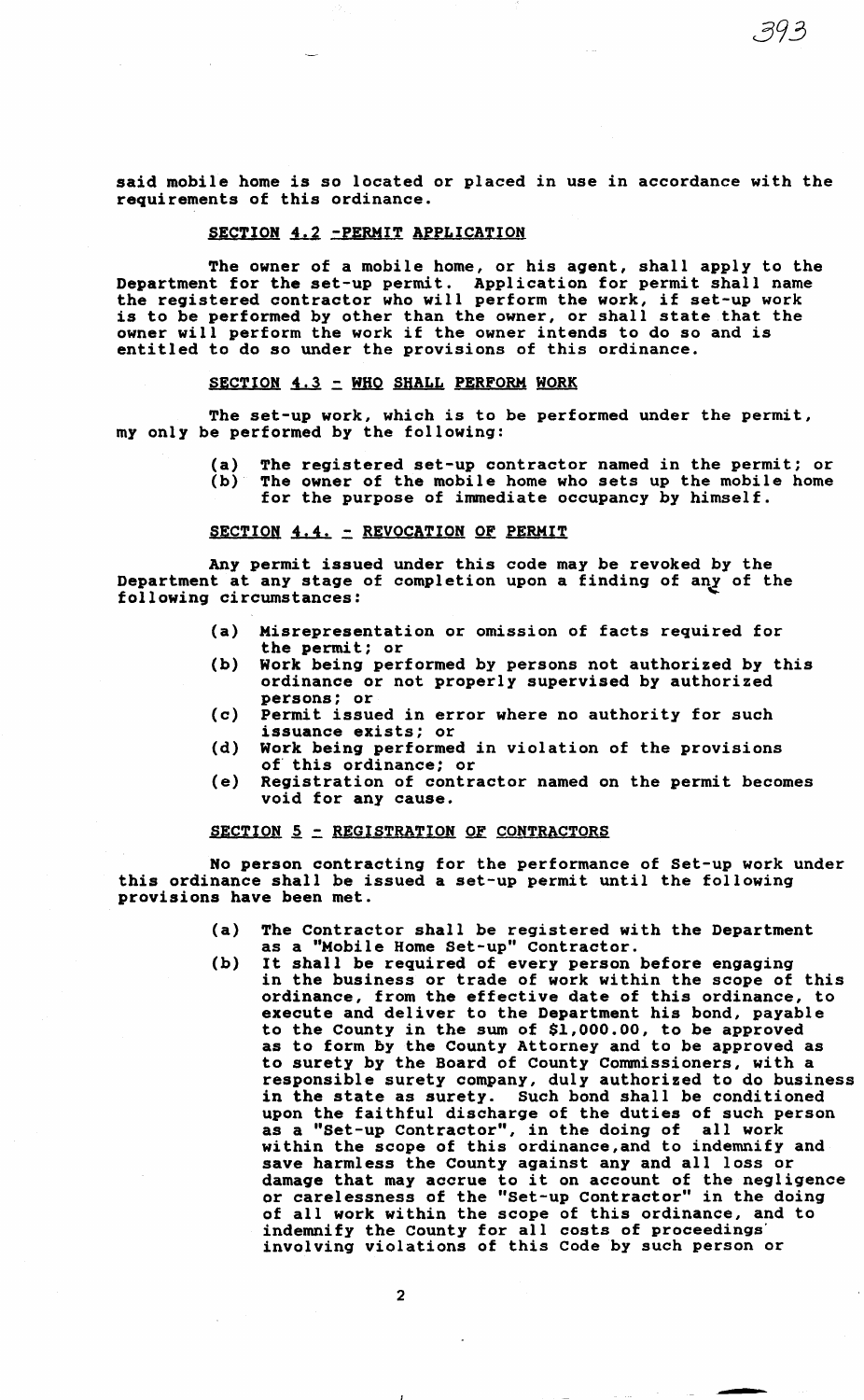said mobile home is so located or placed in use in accordance with the requirements of this ordinance.

## SECTION 4.2 -PERMIT APPLICATION

The owner of a mobile home, or his agent, shall apply to the Department for the set-up permit. Application for permit shall name the registered contractor who will perform the work, if set-up work is to be performed by other than the owner, or shall state that the owner will perform the work if the owner intends to do so and is entitled to do so under the provisions of this ordinance.

## SECTION 4.3 - WHO SHALL PERFORM WORK

The set-up work, which is to be performed under the permit, my only be performed by the following:

(a) The registered set-up contractor named in the permit; or
(b) The owner of the mobile home who sets up the mobile home for the purpose of immediate occupancy by himself.

## SECTION 4.4. - REVOCATION OF PERMIT

Any permit issued under this code may be revoked by the Department at any stage of completion upon a finding of any of the following circumstances:

(a) Misrepresentation or omission of facts required for the permit; or
(b) Work being performed by persons not authorized by this ordinance or not properly supervised by authorized persons; or
(c) Permit issued in error where no authority for such issuance exists; or
(d) Work being performed in violation of the provisions of this ordinance; or
(e) Registration of contractor named on the permit becomes void for any cause.

## SECTION 5 - REGISTRATION OF CONTRACTORS

No person contracting for the performance of Set-up work under this ordinance shall be issued a set-up permit until the following provisions have been met.

(a) The Contractor shall be registered with the Department as a "Mobile Home Set-up" Contractor.
(b) It shall be required of every person before engaging in the business or trade of work within the scope of this ordinance, from the effective date of this ordinance, to execute and deliver to the Department his bond, payable to the County in the sum of $1,000.00, to be approved as to form by the County Attorney and to be approved as to surety by the Board of County Commissioners, with a responsible surety company, duly authorized to do business in the state as surety. Such bond shall be conditioned upon the faithful discharge of the duties of such person as a "Set-up Contractor", in the doing of all work within the scope of this ordinance,and to indemnify and save harmless the County against any and all loss or damage that may accrue to it on account of the negligence or carelessness of the "Set-up Contractor" in the doing of all work within the scope of this ordinance, and to indemnify the County for all costs of proceedings involving violations of this Code by such person or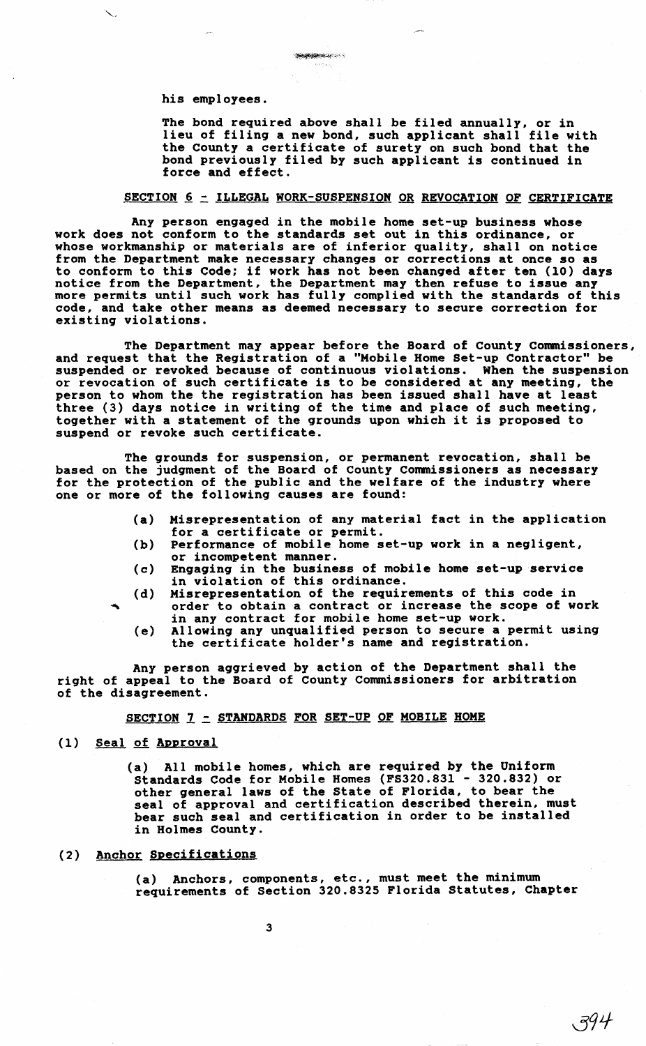his employees.

The bond required above shall be filed annually, or in lieu of filing a new bond, such applicant shall file with the County a certificate of surety on such bond that the bond previously filed by such applicant is continued in force and effect.

## SECTION 6 - ILLEGAL WORK-SUSPENSION OR REVOCATION OF CERTIFICATE

Any person engaged in the mobile home set-up business whose work does not conform to the standards set out in this ordinance, or whose workmanship or materials are of inferior quality, shall on notice from the Department make necessary changes or corrections at once so as to conform to this Code; if work has not been changed after ten (10) days notice from the Department, the Department may then refuse to issue any more permits until such work has fully complied with the standards of this code, and take other means as deemed necessary to secure correction for existing violations.

The Department may appear before the Board of County Commissioners, and request that the Registration of a "Mobile Home Set-up Contractor" be suspended or revoked because of continuous violations. When the suspension or revocation of such certificate is to be considered at any meeting, the person to whom the the registration has been issued shall have at least three (3) days notice in writing of the time and place of such meeting, together with a statement of the grounds upon which it is proposed to suspend or revoke such certificate.

The grounds for suspension, or permanent revocation, shall be based on the judgment of the Board of County Commissioners as necessary for the protection of the public and the welfare of the industry where one or more of the following causes are found:

(a) Misrepresentation of any material fact in the application for a certificate or permit.
(b) Performance of mobile home set-up work in a negligent, or incompetent manner.
(c) Engaging in the business of mobile home set-up service in violation of this ordinance.
(d) Misrepresentation of the requirements of this code in order to obtain a contract or increase the scope of work in any contract for mobile home set-up work.
(e) Allowing any unqualified person to secure a permit using the certificate holder's name and registration.

Any person aggrieved by action of the Department shall the right of appeal to the Board of County Commissioners for arbitration of the disagreement.

## SECTION 7 - STANDARDS FOR SET-UP OF MOBILE HOME

(1) Seal of Approval

(a) All mobile homes, which are required by the Uniform Standards Code for Mobile Homes (FS320.831 - 320.832) or other general laws of the State of Florida, to bear the seal of approval and certification described therein, must bear such seal and certification in order to be installed in Holmes County.

(2) Anchor Specifications

(a) Anchors, components, etc., must meet the minimum requirements of Section 320.8325 Florida Statutes, Chapter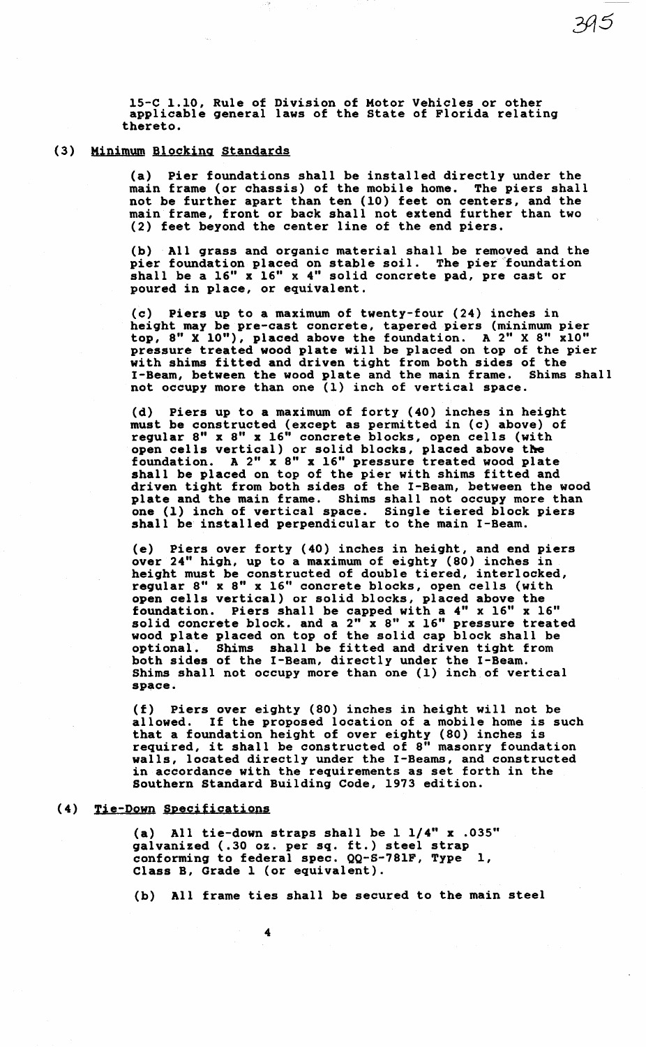15-C 1.10, Rule of Division of Motor Vehicles or other applicable general laws of the State of Florida relating thereto.

(3) Minimum Blocking Standards

(a) Pier foundations shall be installed directly under the main frame (or chassis) of the mobile home. The piers shall not be further apart than ten (10) feet on centers, and the main frame, front or back shall not extend further than two (2) feet beyond the center line of the end piers.

(b) All grass and organic material shall be removed and the pier foundation placed on stable soil. The pier foundation shall be a 16" x 16" x 4" solid concrete pad, pre cast or poured in place, or equivalent.

(c) Piers up to a maximum of twenty-four (24) inches in height may be pre-cast concrete, tapered piers (minimum pier top, 8" X 10"), placed above the foundation. A 2" X 8" x10" pressure treated wood plate will be placed on top of the pier with shims fitted and driven tight from both sides of the I-Beam, between the wood plate and the main frame. Shims shall not occupy more than one (1) inch of vertical space.

(d) Piers up to a maximum of forty (40) inches in height must be constructed (except as permitted in (c) above) of regular 8" x 8" x 16" concrete blocks, open cells (with open cells vertical) or solid blocks, placed above the foundation. A 2" x 8" x 16" pressure treated wood plate shall be placed on top of the pier with shims fitted and driven tight from both sides of the I-Beam, between the wood plate and the main frame. Shims shall not occupy more than one (1) inch of vertical space. Single tiered block piers shall be installed perpendicular to the main I-Beam.

(e) Piers over forty (40) inches in height, and end piers over 24" high, up to a maximum of eighty (80) inches in height must be constructed of double tiered, interlocked, regular 8" x 8" x 16" concrete blocks, open cells (with open cells vertical) or solid blocks, placed above the foundation. Piers shall be capped with a 4" x 16" x 16" solid concrete block. and a 2" x 8" x 16" pressure treated wood plate placed on top of the solid cap block shall be optional. Shims shall be fitted and driven tight from both sides of the I-Beam, directly under the I-Beam. Shims shall not occupy more than one (1) inch of vertical space.

(f) Piers over eighty (80) inches in height will not be allowed. If the proposed location of a mobile home is such that a foundation height of over eighty (80) inches is required, it shall be constructed of 8" masonry foundation walls, located directly under the I-Beams, and constructed in accordance with the requirements as set forth in the Southern Standard Building Code, 1973 edition.

(4) Tie-Down Specifications

(a) All tie-down straps shall be 1 1/4" x .035" galvanized (.30 oz. per sq. ft.) steel strap conforming to federal spec. QQ-S-781F, Type 1, Class B, Grade 1 (or equivalent).

(b) All frame ties shall be secured to the main steel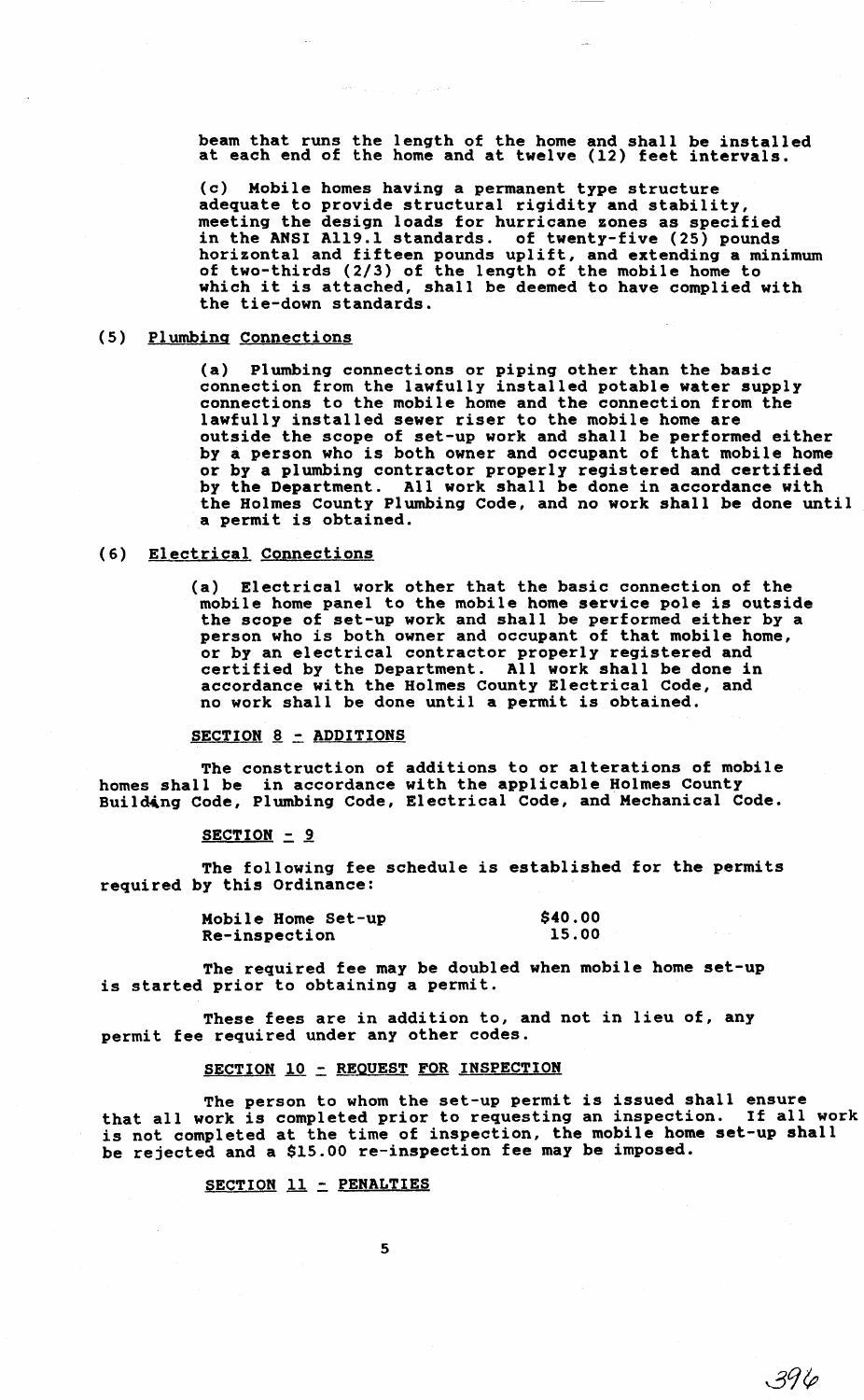beam that runs the length of the home and shall be installed at each end of the home and at twelve (12) feet intervals.

(c) Mobile homes having a permanent type structure adequate to provide structural rigidity and stability, meeting the design loads for hurricane zones as specified in the ANSI A119.1 standards. of twenty-five (25) pounds horizontal and fifteen pounds uplift, and extending a minimum of two-thirds (2/3) of the length of the mobile home to which it is attached, shall be deemed to have complied with the tie-down standards.

(5) Plumbing Connections

(a) Plumbing connections or piping other than the basic connection from the lawfully installed potable water supply connections to the mobile home and the connection from the lawfully installed sewer riser to the mobile home are outside the scope of set-up work and shall be performed either by a person who is both owner and occupant of that mobile home or by a plumbing contractor properly registered and certified by the Department. All work shall be done in accordance with the Holmes County Plumbing Code, and no work shall be done until a permit is obtained.

(6) Electrical Connections

(a) Electrical work other that the basic connection of the mobile home panel to the mobile home service pole is outside the scope of set-up work and shall be performed either by a person who is both owner and occupant of that mobile home, or by an electrical contractor properly registered and certified by the Department. All work shall be done in accordance with the Holmes County Electrical Code, and no work shall be done until a permit is obtained.

SECTION 8 - ADDITIONS

The construction of additions to or alterations of mobile homes shall be in accordance with the applicable Holmes County Building Code, Plumbing Code, Electrical Code, and Mechanical Code.

SECTION - 9

The following fee schedule is established for the permits required by this Ordinance:

| | |
|---|---|
| Mobile Home Set-up | $40.00 |
| Re-inspection | 15.00 |

The required fee may be doubled when mobile home set-up is started prior to obtaining a permit.

These fees are in addition to, and not in lieu of, any permit fee required under any other codes.

SECTION 10 - REQUEST FOR INSPECTION

The person to whom the set-up permit is issued shall ensure that all work is completed prior to requesting an inspection. If all work is not completed at the time of inspection, the mobile home set-up shall be rejected and a $15.00 re-inspection fee may be imposed.

SECTION 11 - PENALTIES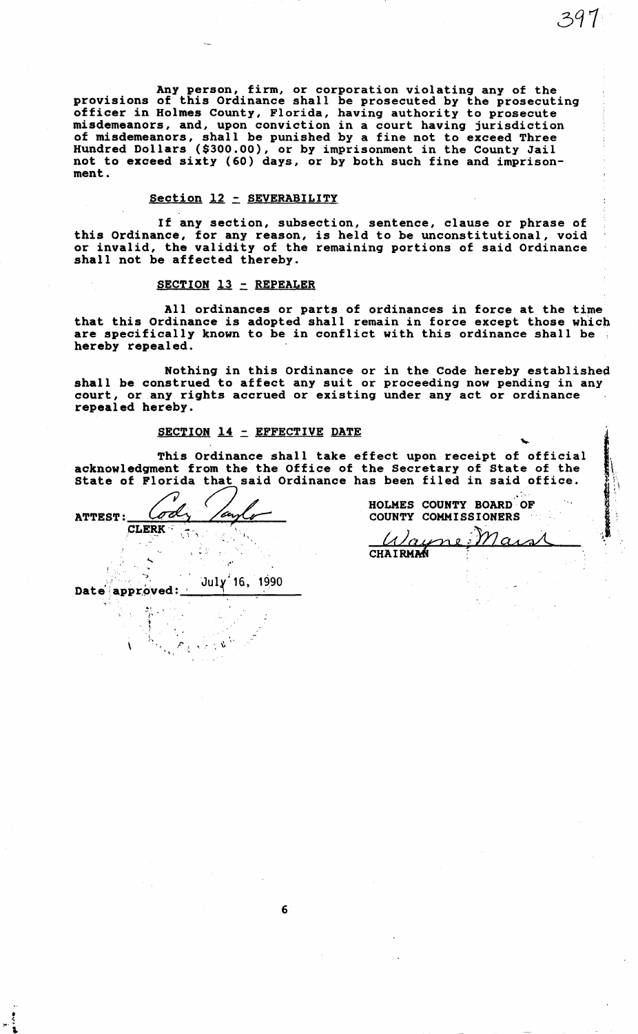Any person, firm, or corporation violating any of the provisions of this Ordinance shall be prosecuted by the prosecuting officer in Holmes County, Florida, having authority to prosecute misdemeanors, and, upon conviction in a court having jurisdiction of misdemeanors, shall be punished by a fine not to exceed Three Hundred Dollars ($300.00), or by imprisonment in the County Jail not to exceed sixty (60) days, or by both such fine and imprisonment.

## Section 12 - SEVERABILITY

If any section, subsection, sentence, clause or phrase of this Ordinance, for any reason, is held to be unconstitutional, void or invalid, the validity of the remaining portions of said Ordinance shall not be affected thereby.

## SECTION 13 - REPEALER

All ordinances or parts of ordinances in force at the time that this Ordinance is adopted shall remain in force except those which are specifically known to be in conflict with this ordinance shall be hereby repealed.

Nothing in this Ordinance or in the Code hereby established shall be construed to affect any suit or proceeding now pending in any court, or any rights accrued or existing under any act or ordinance repealed hereby.

## SECTION 14 - EFFECTIVE DATE

This Ordinance shall take effect upon receipt of official acknowledgment from the the Office of the Secretary of State of the State of Florida that said Ordinance has been filed in said office.

ATTEST: Cody Taylor
CLERK

HOLMES COUNTY BOARD OF COUNTY COMMISSIONERS

Wayne Marsh
CHAIRMAN

Date approved: July 16, 1990